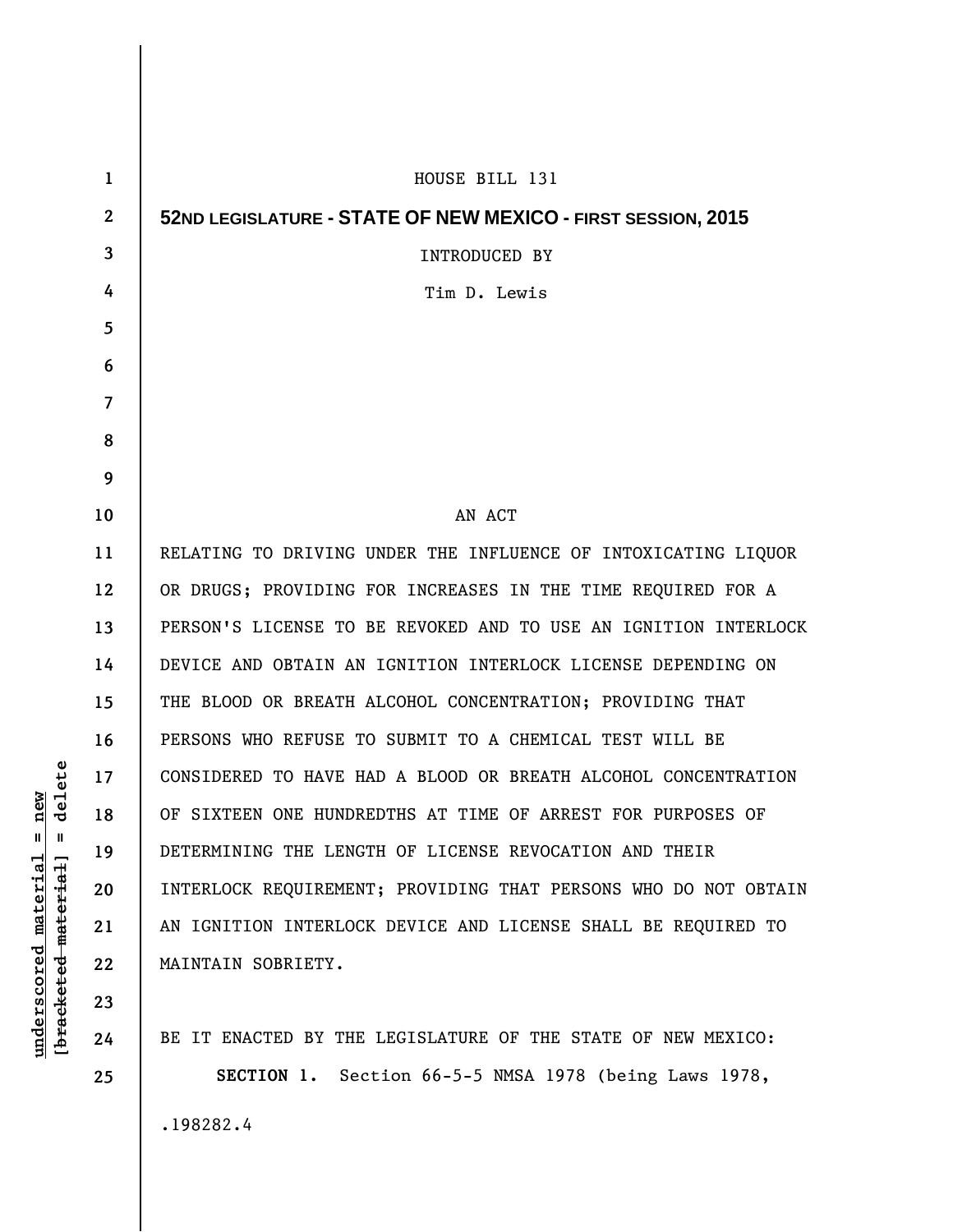HOUSE BILL 131

**52ND LEGISLATURE - STATE OF NEW MEXICO - FIRST SESSION, 2015**

INTRODUCED BY

Tim D. Lewis

AN ACT

RELATING TO DRIVING UNDER THE INFLUENCE OF INTOXICATING LIQUOR OR DRUGS; PROVIDING FOR INCREASES IN THE TIME REQUIRED FOR A PERSON'S LICENSE TO BE REVOKED AND TO USE AN IGNITION INTERLOCK DEVICE AND OBTAIN AN IGNITION INTERLOCK LICENSE DEPENDING ON THE BLOOD OR BREATH ALCOHOL CONCENTRATION; PROVIDING THAT PERSONS WHO REFUSE TO SUBMIT TO A CHEMICAL TEST WILL BE CONSIDERED TO HAVE HAD A BLOOD OR BREATH ALCOHOL CONCENTRATION OF SIXTEEN ONE HUNDREDTHS AT TIME OF ARREST FOR PURPOSES OF DETERMINING THE LENGTH OF LICENSE REVOCATION AND THEIR INTERLOCK REQUIREMENT; PROVIDING THAT PERSONS WHO DO NOT OBTAIN AN IGNITION INTERLOCK DEVICE AND LICENSE SHALL BE REQUIRED TO MAINTAIN SOBRIETY.

BE IT ENACTED BY THE LEGISLATURE OF THE STATE OF NEW MEXICO:

**SECTION 1.** Section 66-5-5 NMSA 1978 (being Laws 1978,

.198282.4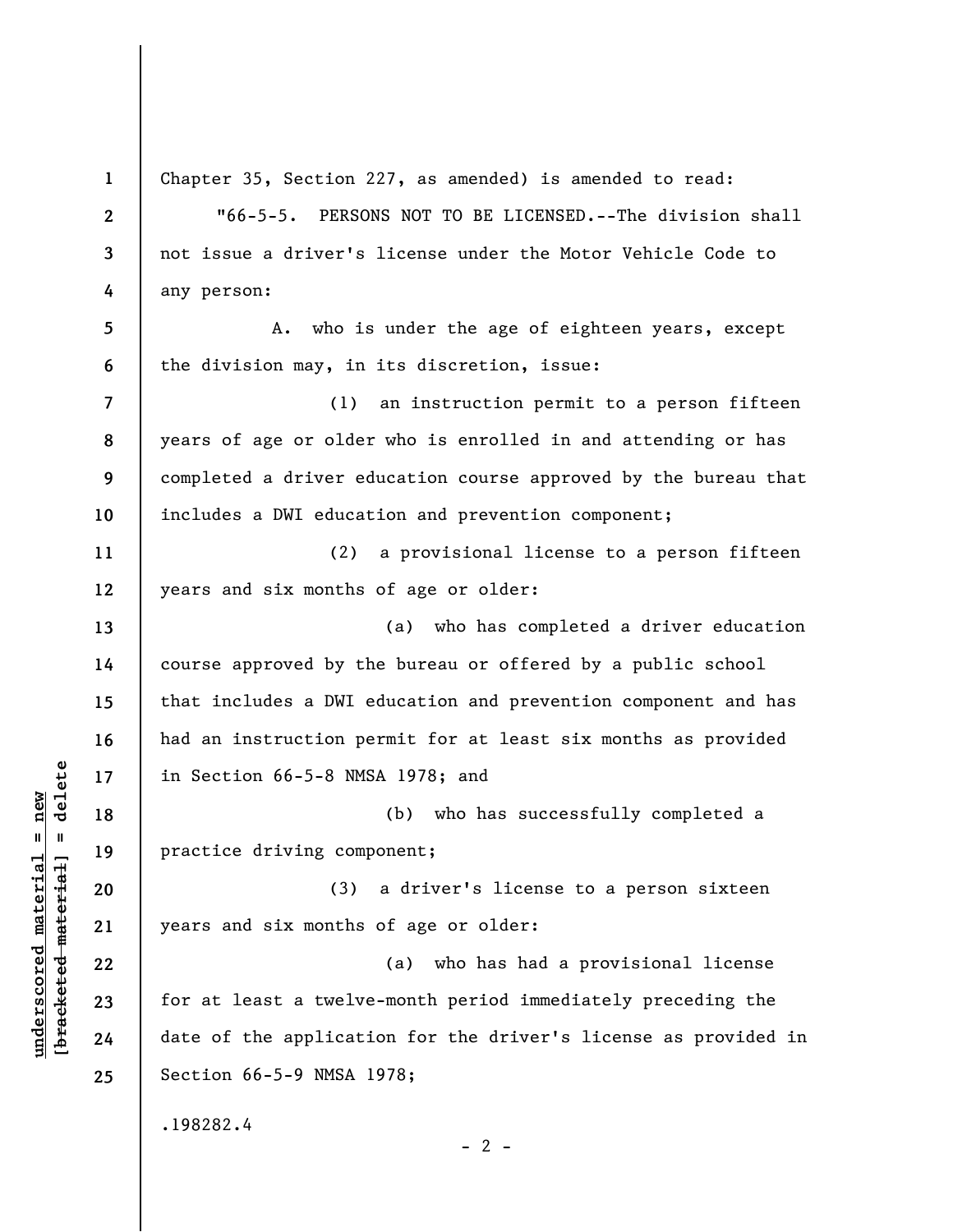Chapter 35, Section 227, as amended) is amended to read:

"66-5-5. PERSONS NOT TO BE LICENSED.--The division shall not issue a driver's license under the Motor Vehicle Code to any person:

A. who is under the age of eighteen years, except the division may, in its discretion, issue:

(1) an instruction permit to a person fifteen years of age or older who is enrolled in and attending or has completed a driver education course approved by the bureau that includes a DWI education and prevention component;

(2) a provisional license to a person fifteen years and six months of age or older:

(a) who has completed a driver education course approved by the bureau or offered by a public school that includes a DWI education and prevention component and has had an instruction permit for at least six months as provided in Section 66-5-8 NMSA 1978; and

(b) who has successfully completed a practice driving component;

(3) a driver's license to a person sixteen years and six months of age or older:

(a) who has had a provisional license for at least a twelve-month period immediately preceding the date of the application for the driver's license as provided in Section 66-5-9 NMSA 1978;

.198282.4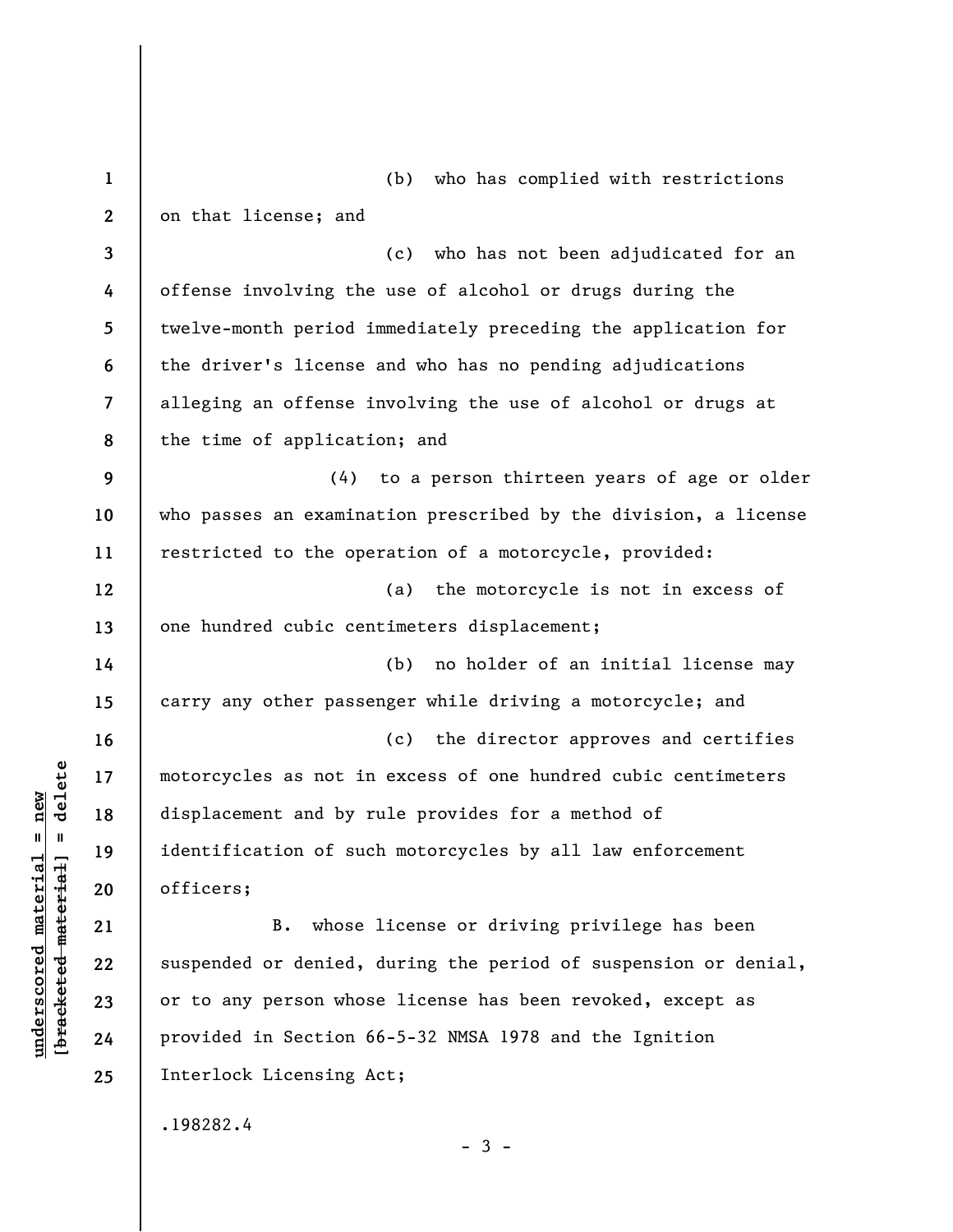(b) who has complied with restrictions on that license; and

(c) who has not been adjudicated for an offense involving the use of alcohol or drugs during the twelve-month period immediately preceding the application for the driver's license and who has no pending adjudications alleging an offense involving the use of alcohol or drugs at the time of application; and

(4) to a person thirteen years of age or older who passes an examination prescribed by the division, a license restricted to the operation of a motorcycle, provided:

(a) the motorcycle is not in excess of one hundred cubic centimeters displacement;

(b) no holder of an initial license may carry any other passenger while driving a motorcycle; and

(c) the director approves and certifies motorcycles as not in excess of one hundred cubic centimeters displacement and by rule provides for a method of identification of such motorcycles by all law enforcement officers;

B. whose license or driving privilege has been suspended or denied, during the period of suspension or denial, or to any person whose license has been revoked, except as provided in Section 66-5-32 NMSA 1978 and the Ignition Interlock Licensing Act;

.198282.4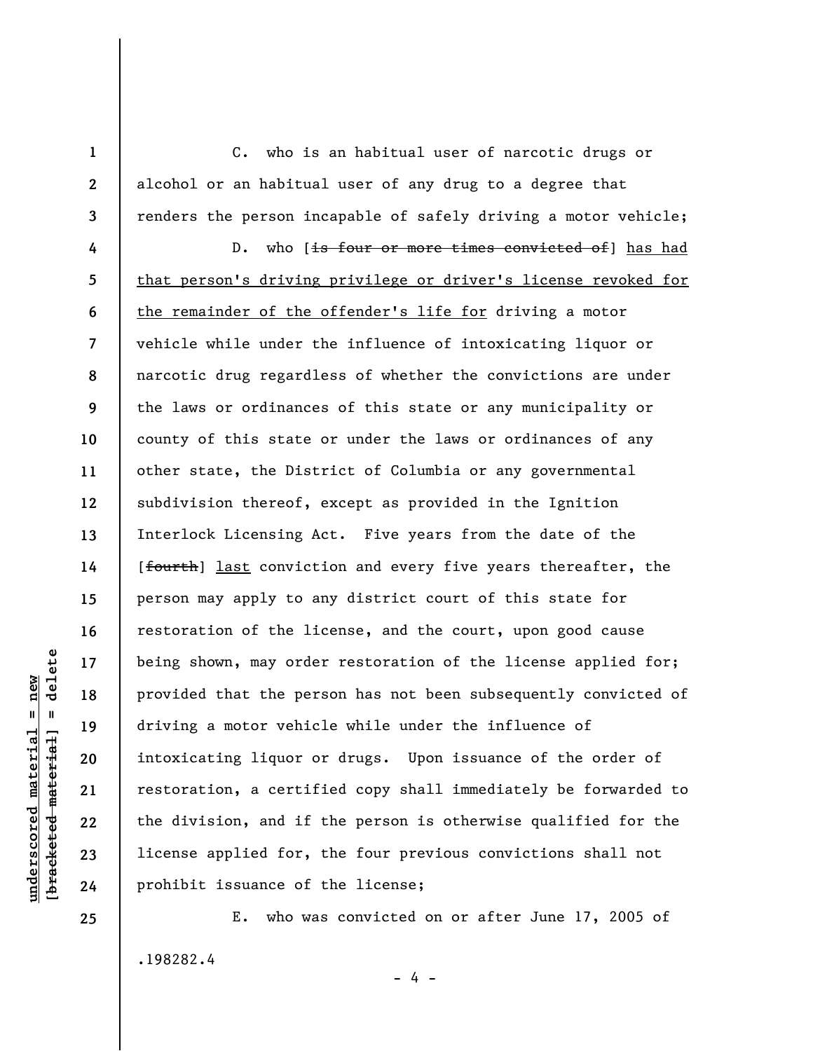C. who is an habitual user of narcotic drugs or alcohol or an habitual user of any drug to a degree that renders the person incapable of safely driving a motor vehicle;

D. who [~~is four or more times convicted of~~] <u>has had that person's driving privilege or driver's license revoked for the remainder of the offender's life for</u> driving a motor vehicle while under the influence of intoxicating liquor or narcotic drug regardless of whether the convictions are under the laws or ordinances of this state or any municipality or county of this state or under the laws or ordinances of any other state, the District of Columbia or any governmental subdivision thereof, except as provided in the Ignition Interlock Licensing Act. Five years from the date of the [~~fourth~~] <u>last</u> conviction and every five years thereafter, the person may apply to any district court of this state for restoration of the license, and the court, upon good cause being shown, may order restoration of the license applied for; provided that the person has not been subsequently convicted of driving a motor vehicle while under the influence of intoxicating liquor or drugs. Upon issuance of the order of restoration, a certified copy shall immediately be forwarded to the division, and if the person is otherwise qualified for the license applied for, the four previous convictions shall not prohibit issuance of the license;

E. who was convicted on or after June 17, 2005 of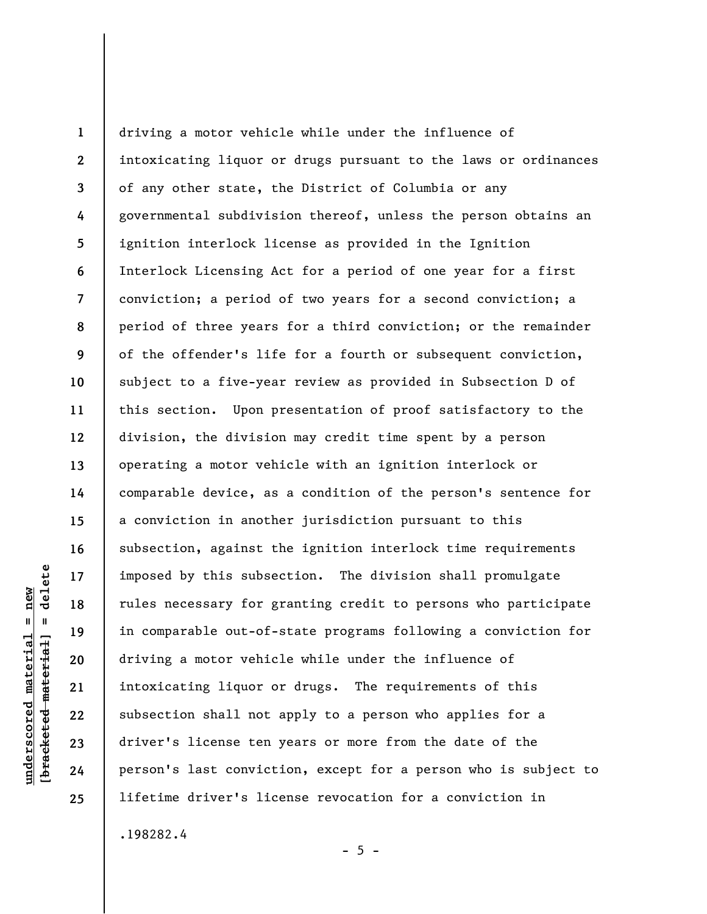driving a motor vehicle while under the influence of intoxicating liquor or drugs pursuant to the laws or ordinances of any other state, the District of Columbia or any governmental subdivision thereof, unless the person obtains an ignition interlock license as provided in the Ignition Interlock Licensing Act for a period of one year for a first conviction; a period of two years for a second conviction; a period of three years for a third conviction; or the remainder of the offender's life for a fourth or subsequent conviction, subject to a five-year review as provided in Subsection D of this section. Upon presentation of proof satisfactory to the division, the division may credit time spent by a person operating a motor vehicle with an ignition interlock or comparable device, as a condition of the person's sentence for a conviction in another jurisdiction pursuant to this subsection, against the ignition interlock time requirements imposed by this subsection. The division shall promulgate rules necessary for granting credit to persons who participate in comparable out-of-state programs following a conviction for driving a motor vehicle while under the influence of intoxicating liquor or drugs. The requirements of this subsection shall not apply to a person who applies for a driver's license ten years or more from the date of the person's last conviction, except for a person who is subject to lifetime driver's license revocation for a conviction in

.198282.4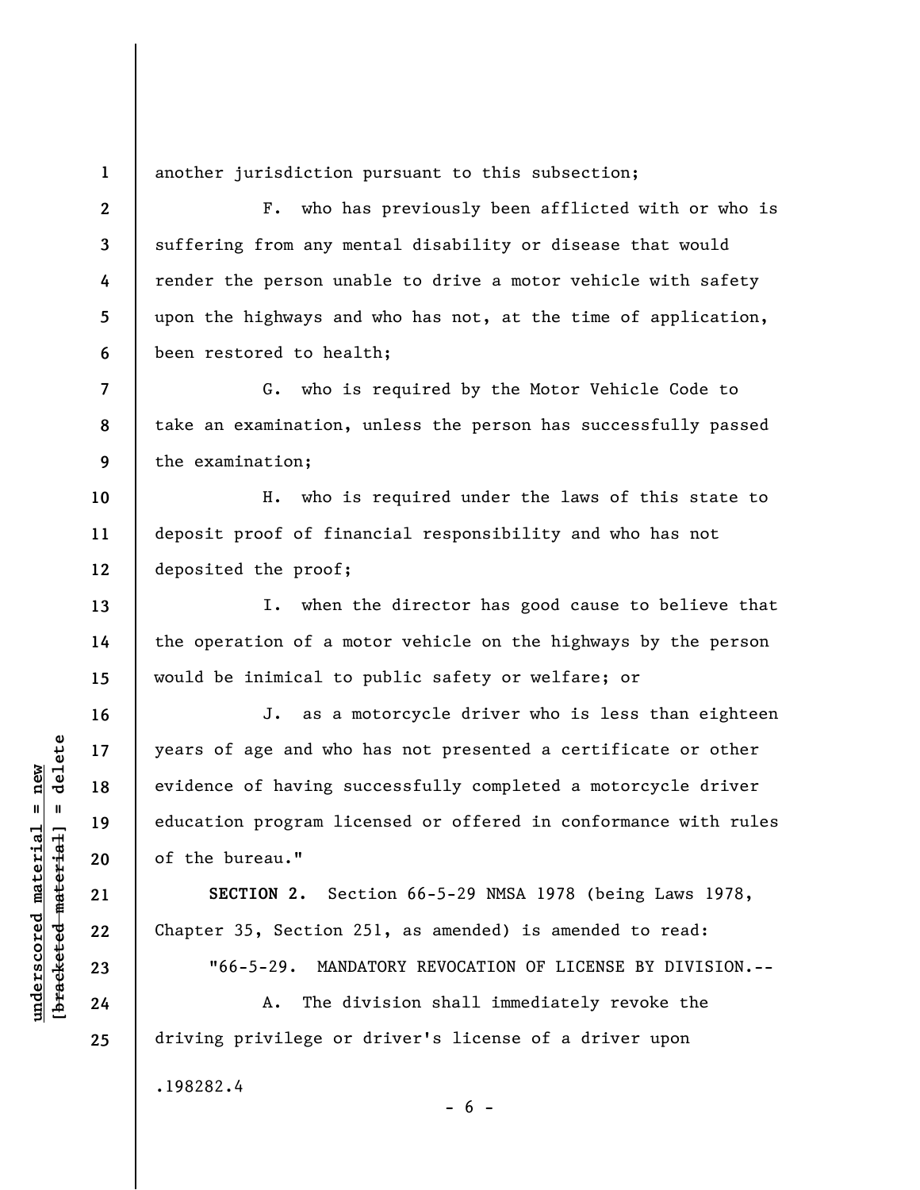another jurisdiction pursuant to this subsection;

F. who has previously been afflicted with or who is suffering from any mental disability or disease that would render the person unable to drive a motor vehicle with safety upon the highways and who has not, at the time of application, been restored to health;

G. who is required by the Motor Vehicle Code to take an examination, unless the person has successfully passed the examination;

H. who is required under the laws of this state to deposit proof of financial responsibility and who has not deposited the proof;

I. when the director has good cause to believe that the operation of a motor vehicle on the highways by the person would be inimical to public safety or welfare; or

J. as a motorcycle driver who is less than eighteen years of age and who has not presented a certificate or other evidence of having successfully completed a motorcycle driver education program licensed or offered in conformance with rules of the bureau."

**SECTION 2.** Section 66-5-29 NMSA 1978 (being Laws 1978, Chapter 35, Section 251, as amended) is amended to read:

"66-5-29. MANDATORY REVOCATION OF LICENSE BY DIVISION.--

A. The division shall immediately revoke the driving privilege or driver's license of a driver upon

.198282.4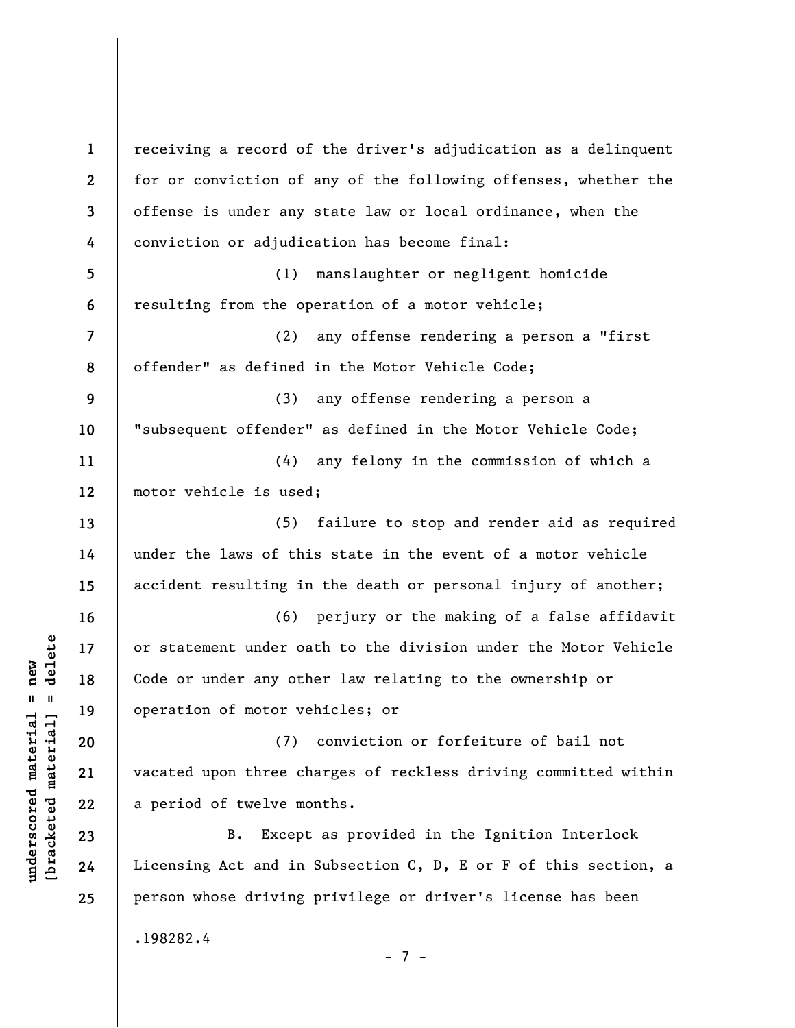receiving a record of the driver's adjudication as a delinquent for or conviction of any of the following offenses, whether the offense is under any state law or local ordinance, when the conviction or adjudication has become final:

(1) manslaughter or negligent homicide resulting from the operation of a motor vehicle;

(2) any offense rendering a person a "first offender" as defined in the Motor Vehicle Code;

(3) any offense rendering a person a "subsequent offender" as defined in the Motor Vehicle Code;

(4) any felony in the commission of which a motor vehicle is used;

(5) failure to stop and render aid as required under the laws of this state in the event of a motor vehicle accident resulting in the death or personal injury of another;

(6) perjury or the making of a false affidavit or statement under oath to the division under the Motor Vehicle Code or under any other law relating to the ownership or operation of motor vehicles; or

(7) conviction or forfeiture of bail not vacated upon three charges of reckless driving committed within a period of twelve months.

B. Except as provided in the Ignition Interlock Licensing Act and in Subsection C, D, E or F of this section, a person whose driving privilege or driver's license has been

.198282.4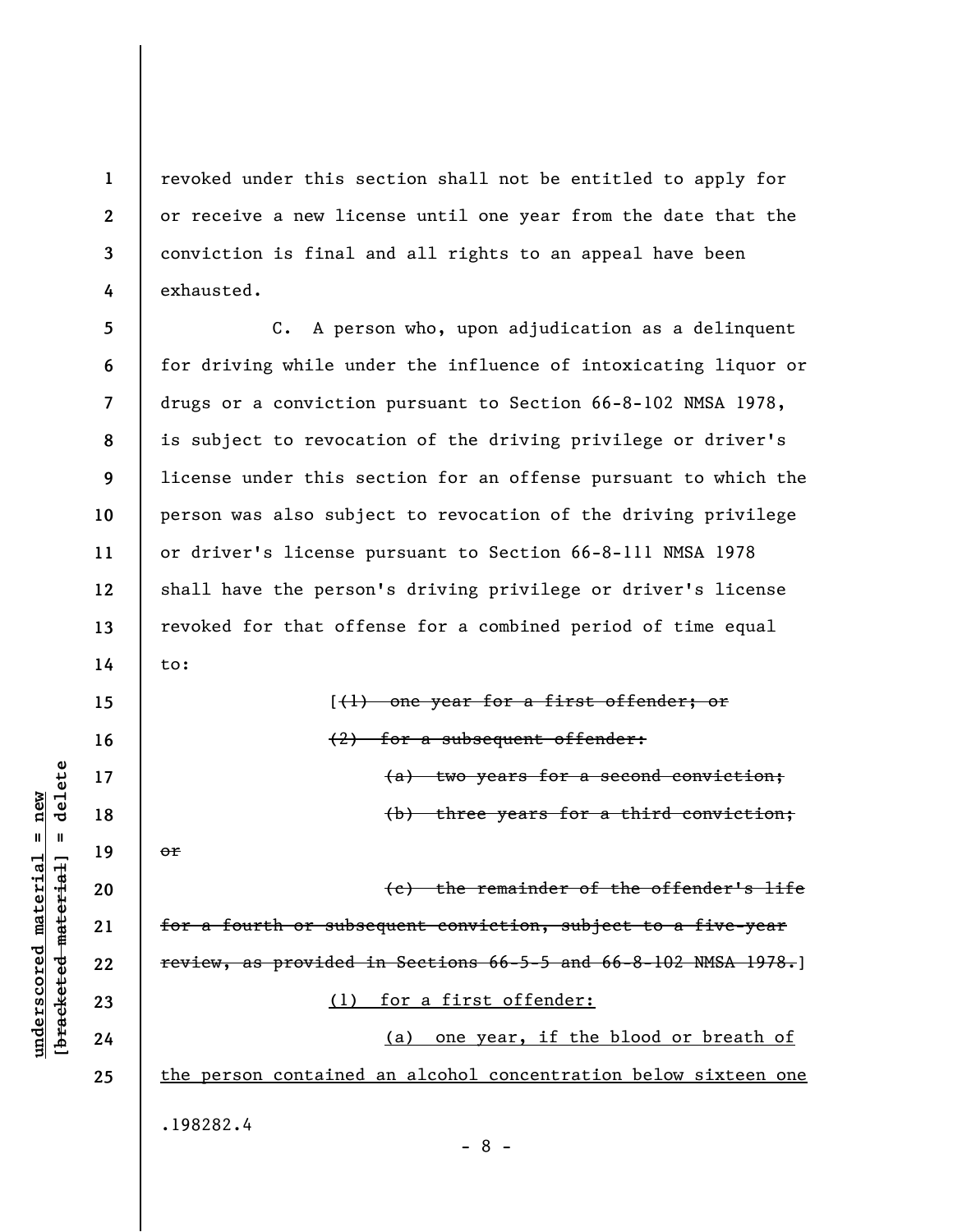revoked under this section shall not be entitled to apply for or receive a new license until one year from the date that the conviction is final and all rights to an appeal have been exhausted.

C. A person who, upon adjudication as a delinquent for driving while under the influence of intoxicating liquor or drugs or a conviction pursuant to Section 66-8-102 NMSA 1978, is subject to revocation of the driving privilege or driver's license under this section for an offense pursuant to which the person was also subject to revocation of the driving privilege or driver's license pursuant to Section 66-8-111 NMSA 1978 shall have the person's driving privilege or driver's license revoked for that offense for a combined period of time equal to:

[~~(1) one year for a first offender; or~~

~~(2) for a subsequent offender:~~

~~(a) two years for a second conviction;~~

~~(b) three years for a third conviction; or~~

~~(c) the remainder of the offender's life for a fourth or subsequent conviction, subject to a five-year review, as provided in Sections 66-5-5 and 66-8-102 NMSA 1978.~~]

<u>(1) for a first offender:</u>

<u>(a) one year, if the blood or breath of the person contained an alcohol concentration below sixteen one</u>

.198282.4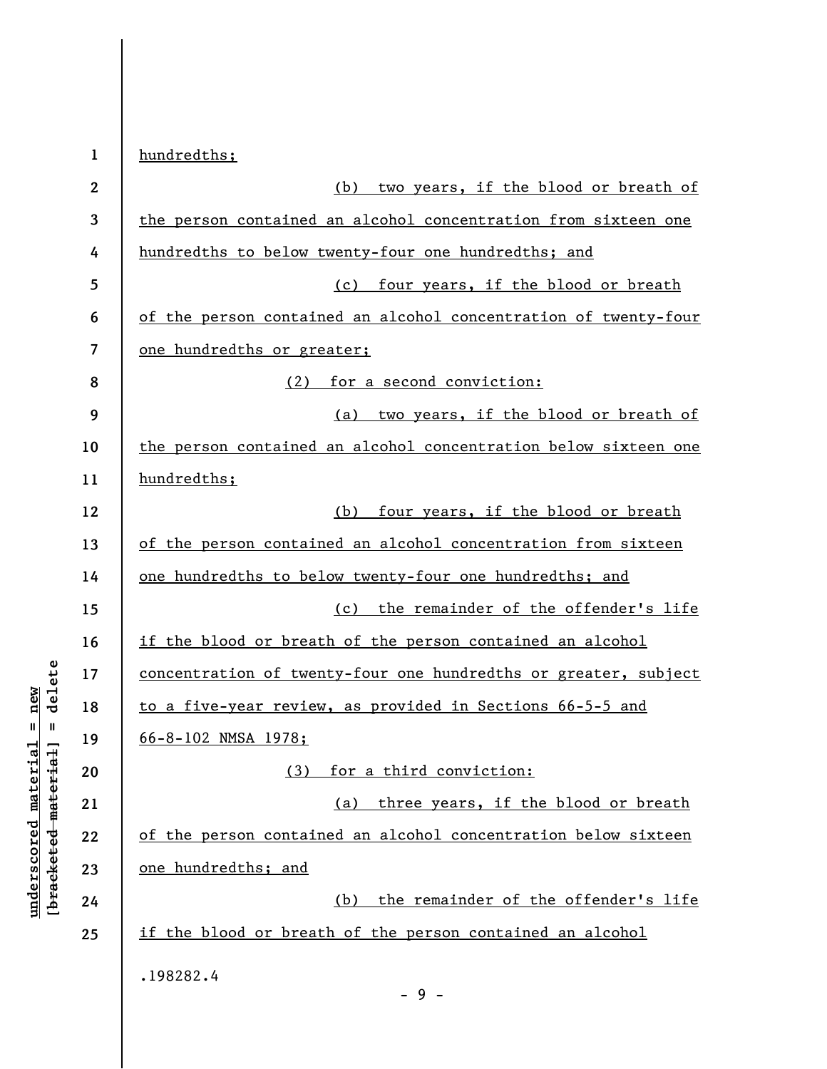hundredths;

(b) two years, if the blood or breath of the person contained an alcohol concentration from sixteen one hundredths to below twenty-four one hundredths; and

(c) four years, if the blood or breath of the person contained an alcohol concentration of twenty-four one hundredths or greater;

(2) for a second conviction:

(a) two years, if the blood or breath of the person contained an alcohol concentration below sixteen one hundredths;

(b) four years, if the blood or breath of the person contained an alcohol concentration from sixteen one hundredths to below twenty-four one hundredths; and

(c) the remainder of the offender's life if the blood or breath of the person contained an alcohol concentration of twenty-four one hundredths or greater, subject to a five-year review, as provided in Sections 66-5-5 and 66-8-102 NMSA 1978;

(3) for a third conviction:

(a) three years, if the blood or breath of the person contained an alcohol concentration below sixteen one hundredths; and

(b) the remainder of the offender's life if the blood or breath of the person contained an alcohol

.198282.4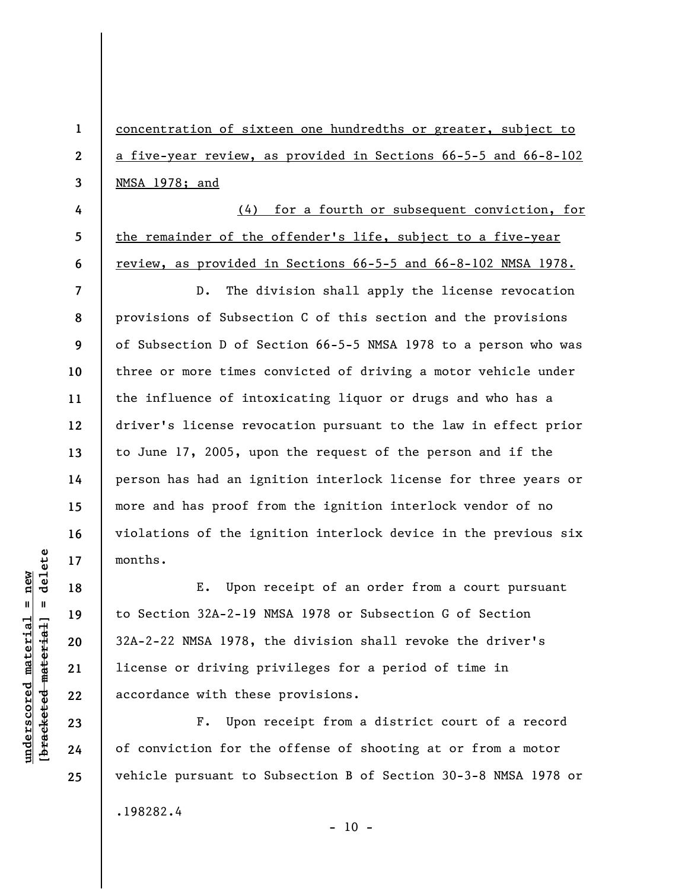concentration of sixteen one hundredths or greater, subject to a five-year review, as provided in Sections 66-5-5 and 66-8-102 NMSA 1978; and

(4) for a fourth or subsequent conviction, for the remainder of the offender's life, subject to a five-year review, as provided in Sections 66-5-5 and 66-8-102 NMSA 1978.

D. The division shall apply the license revocation provisions of Subsection C of this section and the provisions of Subsection D of Section 66-5-5 NMSA 1978 to a person who was three or more times convicted of driving a motor vehicle under the influence of intoxicating liquor or drugs and who has a driver's license revocation pursuant to the law in effect prior to June 17, 2005, upon the request of the person and if the person has had an ignition interlock license for three years or more and has proof from the ignition interlock vendor of no violations of the ignition interlock device in the previous six months.

E. Upon receipt of an order from a court pursuant to Section 32A-2-19 NMSA 1978 or Subsection G of Section 32A-2-22 NMSA 1978, the division shall revoke the driver's license or driving privileges for a period of time in accordance with these provisions.

F. Upon receipt from a district court of a record of conviction for the offense of shooting at or from a motor vehicle pursuant to Subsection B of Section 30-3-8 NMSA 1978 or

.198282.4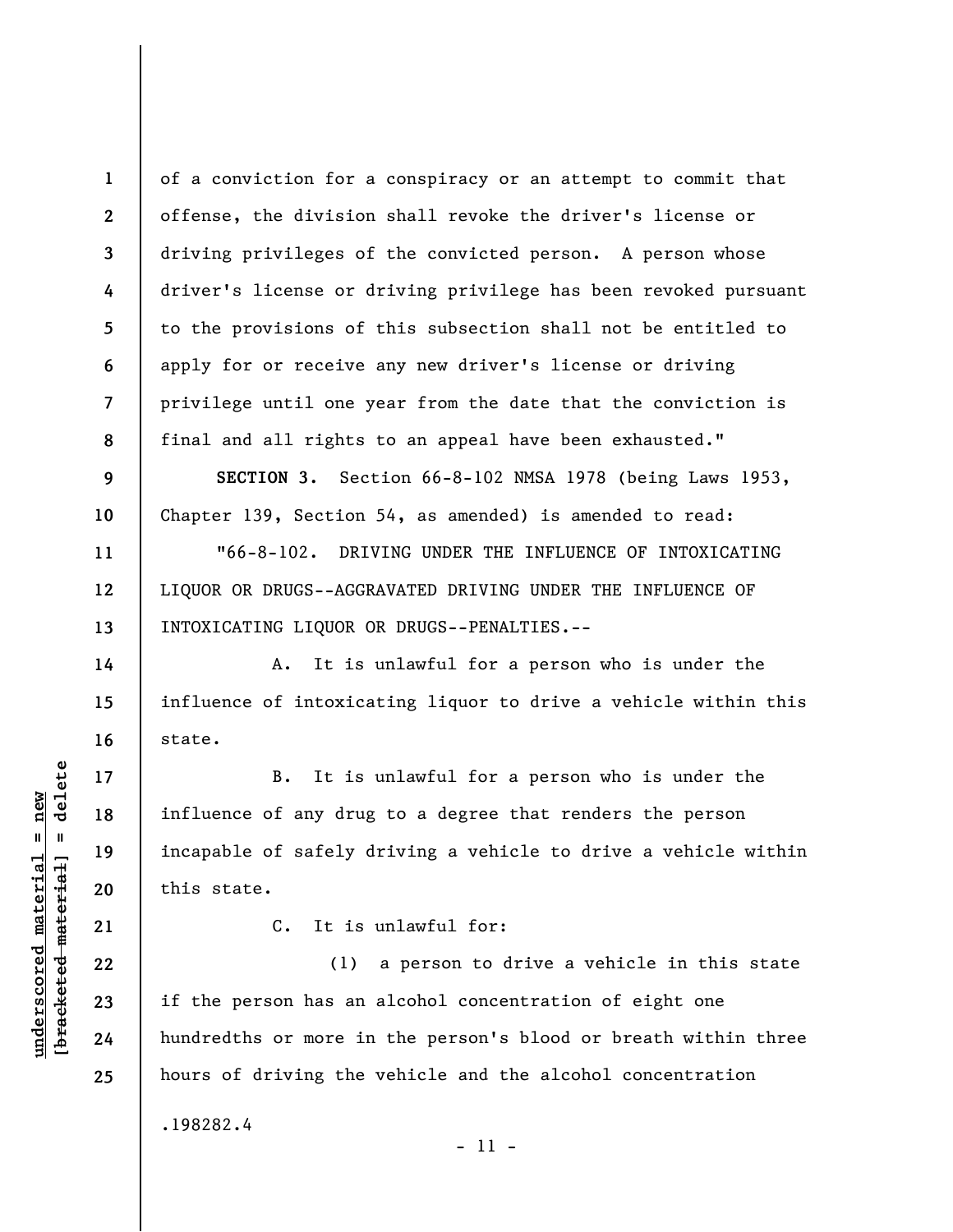of a conviction for a conspiracy or an attempt to commit that offense, the division shall revoke the driver's license or driving privileges of the convicted person. A person whose driver's license or driving privilege has been revoked pursuant to the provisions of this subsection shall not be entitled to apply for or receive any new driver's license or driving privilege until one year from the date that the conviction is final and all rights to an appeal have been exhausted."

**SECTION 3.** Section 66-8-102 NMSA 1978 (being Laws 1953, Chapter 139, Section 54, as amended) is amended to read:

"66-8-102. DRIVING UNDER THE INFLUENCE OF INTOXICATING LIQUOR OR DRUGS--AGGRAVATED DRIVING UNDER THE INFLUENCE OF INTOXICATING LIQUOR OR DRUGS--PENALTIES.--

A. It is unlawful for a person who is under the influence of intoxicating liquor to drive a vehicle within this state.

B. It is unlawful for a person who is under the influence of any drug to a degree that renders the person incapable of safely driving a vehicle to drive a vehicle within this state.

C. It is unlawful for:

(1) a person to drive a vehicle in this state if the person has an alcohol concentration of eight one hundredths or more in the person's blood or breath within three hours of driving the vehicle and the alcohol concentration

.198282.4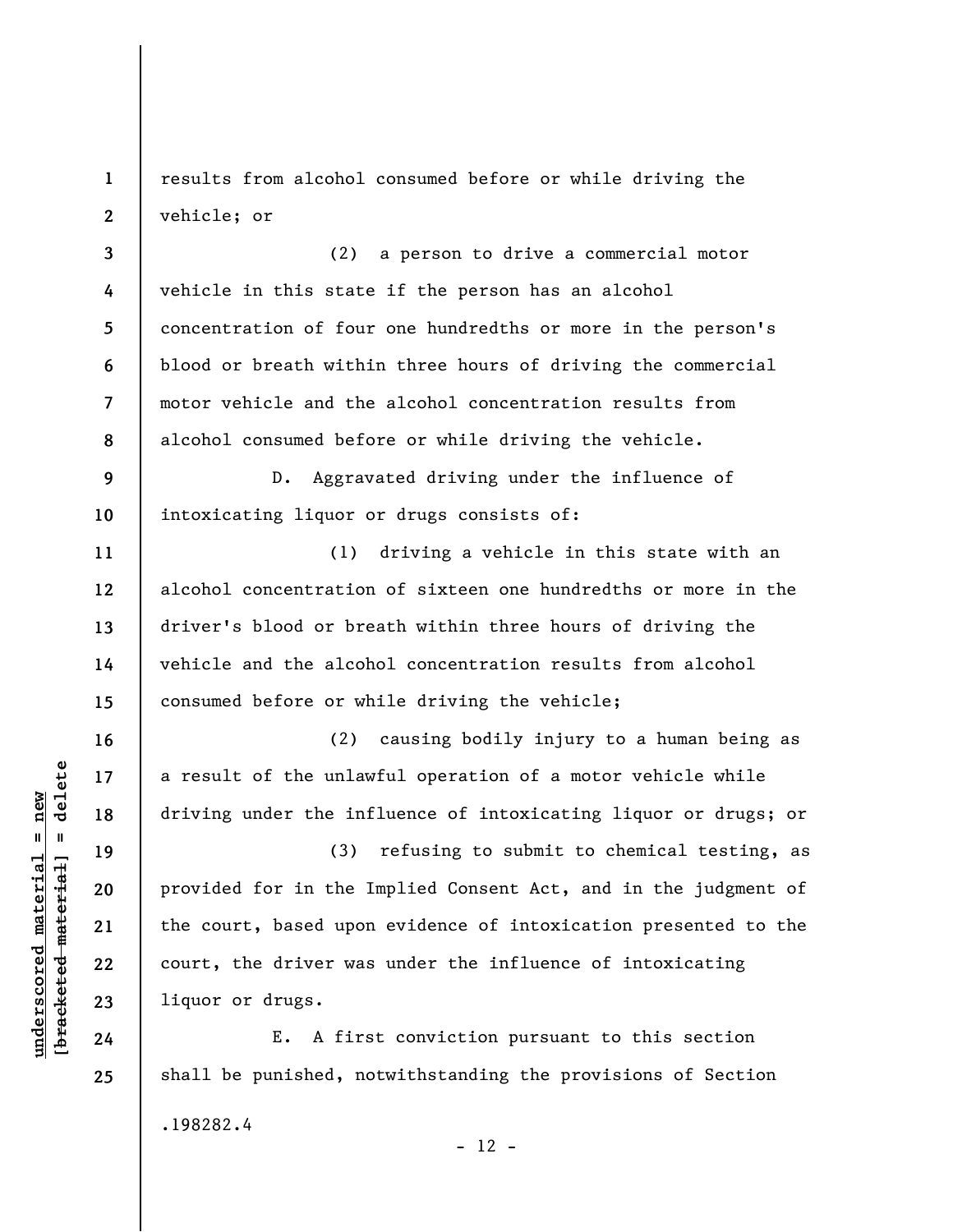results from alcohol consumed before or while driving the vehicle; or

(2) a person to drive a commercial motor vehicle in this state if the person has an alcohol concentration of four one hundredths or more in the person's blood or breath within three hours of driving the commercial motor vehicle and the alcohol concentration results from alcohol consumed before or while driving the vehicle.

D. Aggravated driving under the influence of intoxicating liquor or drugs consists of:

(1) driving a vehicle in this state with an alcohol concentration of sixteen one hundredths or more in the driver's blood or breath within three hours of driving the vehicle and the alcohol concentration results from alcohol consumed before or while driving the vehicle;

(2) causing bodily injury to a human being as a result of the unlawful operation of a motor vehicle while driving under the influence of intoxicating liquor or drugs; or

(3) refusing to submit to chemical testing, as provided for in the Implied Consent Act, and in the judgment of the court, based upon evidence of intoxication presented to the court, the driver was under the influence of intoxicating liquor or drugs.

E. A first conviction pursuant to this section shall be punished, notwithstanding the provisions of Section

.198282.4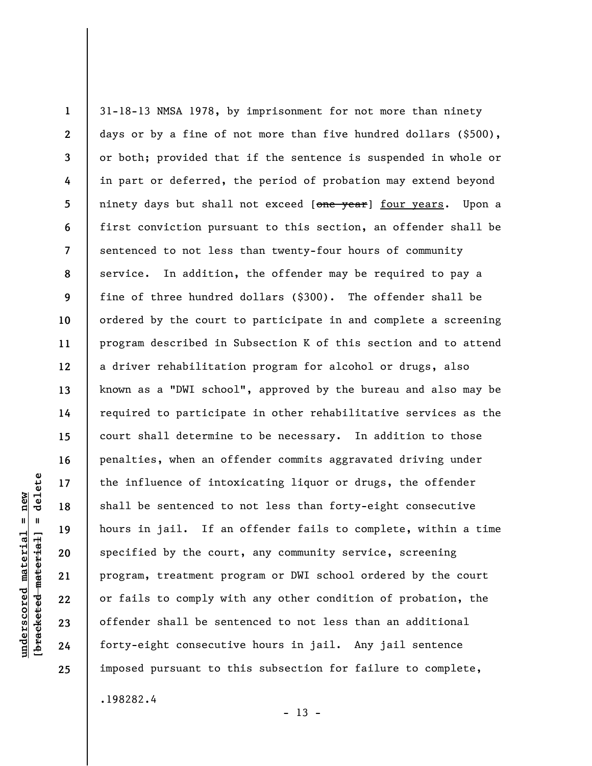31-18-13 NMSA 1978, by imprisonment for not more than ninety days or by a fine of not more than five hundred dollars ($500), or both; provided that if the sentence is suspended in whole or in part or deferred, the period of probation may extend beyond ninety days but shall not exceed [~~one year~~] <u>four years</u>. Upon a first conviction pursuant to this section, an offender shall be sentenced to not less than twenty-four hours of community service. In addition, the offender may be required to pay a fine of three hundred dollars ($300). The offender shall be ordered by the court to participate in and complete a screening program described in Subsection K of this section and to attend a driver rehabilitation program for alcohol or drugs, also known as a "DWI school", approved by the bureau and also may be required to participate in other rehabilitative services as the court shall determine to be necessary. In addition to those penalties, when an offender commits aggravated driving under the influence of intoxicating liquor or drugs, the offender shall be sentenced to not less than forty-eight consecutive hours in jail. If an offender fails to complete, within a time specified by the court, any community service, screening program, treatment program or DWI school ordered by the court or fails to comply with any other condition of probation, the offender shall be sentenced to not less than an additional forty-eight consecutive hours in jail. Any jail sentence imposed pursuant to this subsection for failure to complete,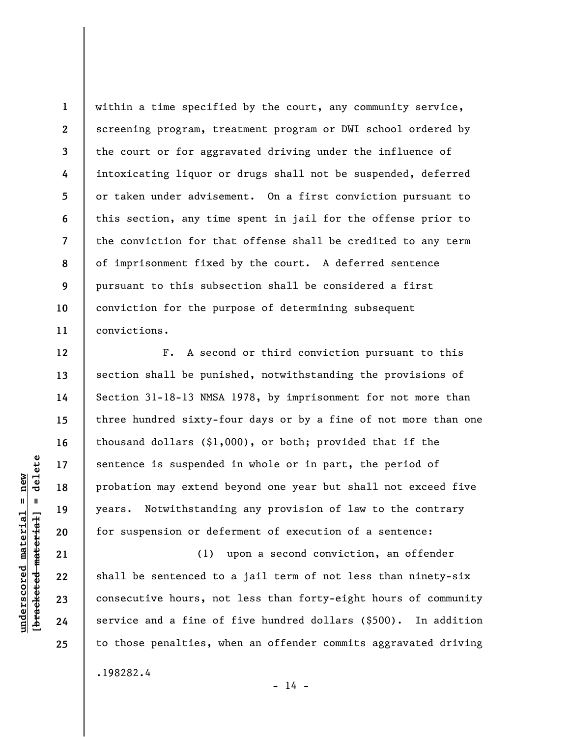within a time specified by the court, any community service, screening program, treatment program or DWI school ordered by the court or for aggravated driving under the influence of intoxicating liquor or drugs shall not be suspended, deferred or taken under advisement. On a first conviction pursuant to this section, any time spent in jail for the offense prior to the conviction for that offense shall be credited to any term of imprisonment fixed by the court. A deferred sentence pursuant to this subsection shall be considered a first conviction for the purpose of determining subsequent convictions.

F. A second or third conviction pursuant to this section shall be punished, notwithstanding the provisions of Section 31-18-13 NMSA 1978, by imprisonment for not more than three hundred sixty-four days or by a fine of not more than one thousand dollars ($1,000), or both; provided that if the sentence is suspended in whole or in part, the period of probation may extend beyond one year but shall not exceed five years. Notwithstanding any provision of law to the contrary for suspension or deferment of execution of a sentence:

(1) upon a second conviction, an offender shall be sentenced to a jail term of not less than ninety-six consecutive hours, not less than forty-eight hours of community service and a fine of five hundred dollars ($500). In addition to those penalties, when an offender commits aggravated driving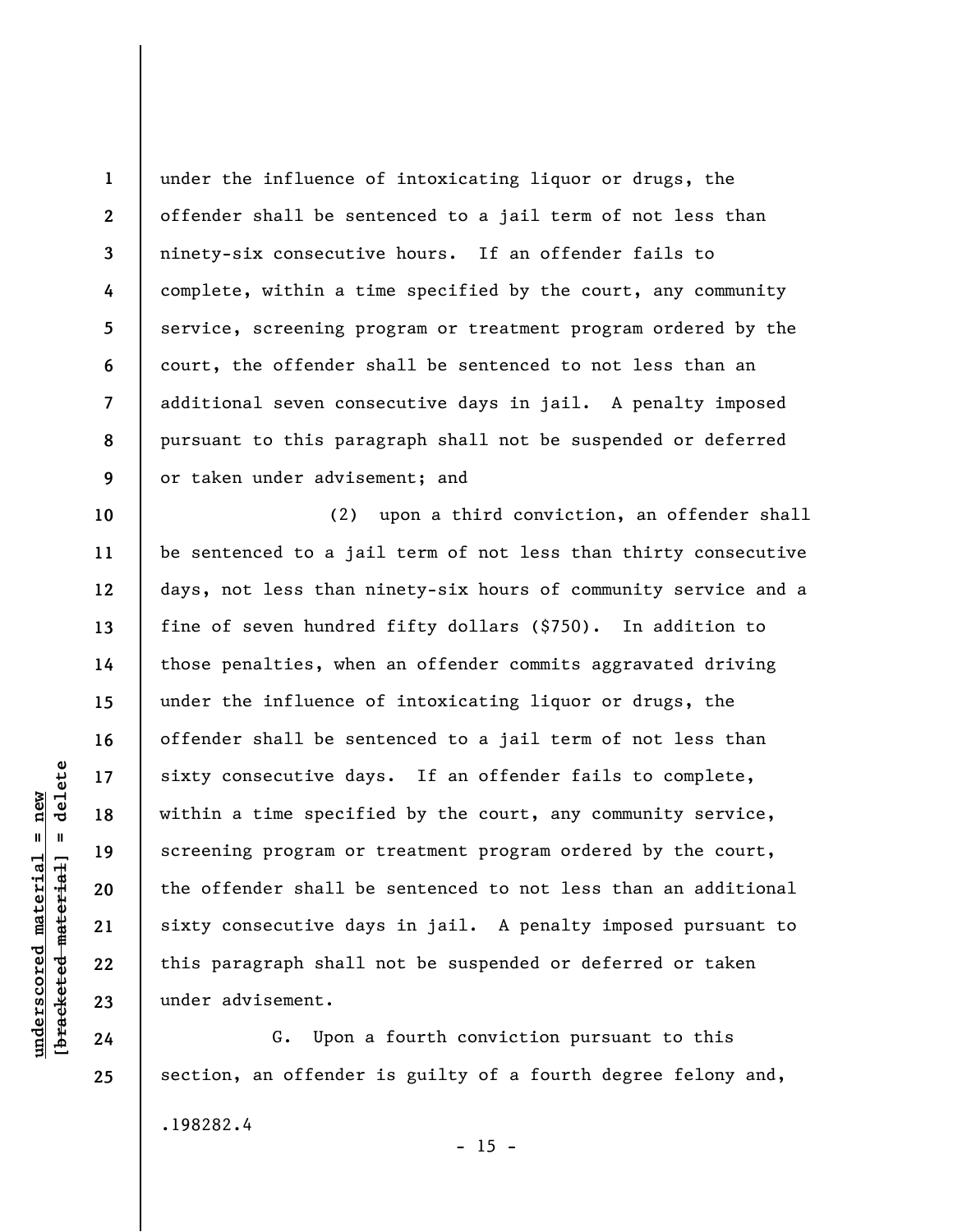under the influence of intoxicating liquor or drugs, the offender shall be sentenced to a jail term of not less than ninety-six consecutive hours. If an offender fails to complete, within a time specified by the court, any community service, screening program or treatment program ordered by the court, the offender shall be sentenced to not less than an additional seven consecutive days in jail. A penalty imposed pursuant to this paragraph shall not be suspended or deferred or taken under advisement; and

(2) upon a third conviction, an offender shall be sentenced to a jail term of not less than thirty consecutive days, not less than ninety-six hours of community service and a fine of seven hundred fifty dollars ($750). In addition to those penalties, when an offender commits aggravated driving under the influence of intoxicating liquor or drugs, the offender shall be sentenced to a jail term of not less than sixty consecutive days. If an offender fails to complete, within a time specified by the court, any community service, screening program or treatment program ordered by the court, the offender shall be sentenced to not less than an additional sixty consecutive days in jail. A penalty imposed pursuant to this paragraph shall not be suspended or deferred or taken under advisement.

G. Upon a fourth conviction pursuant to this section, an offender is guilty of a fourth degree felony and,

.198282.4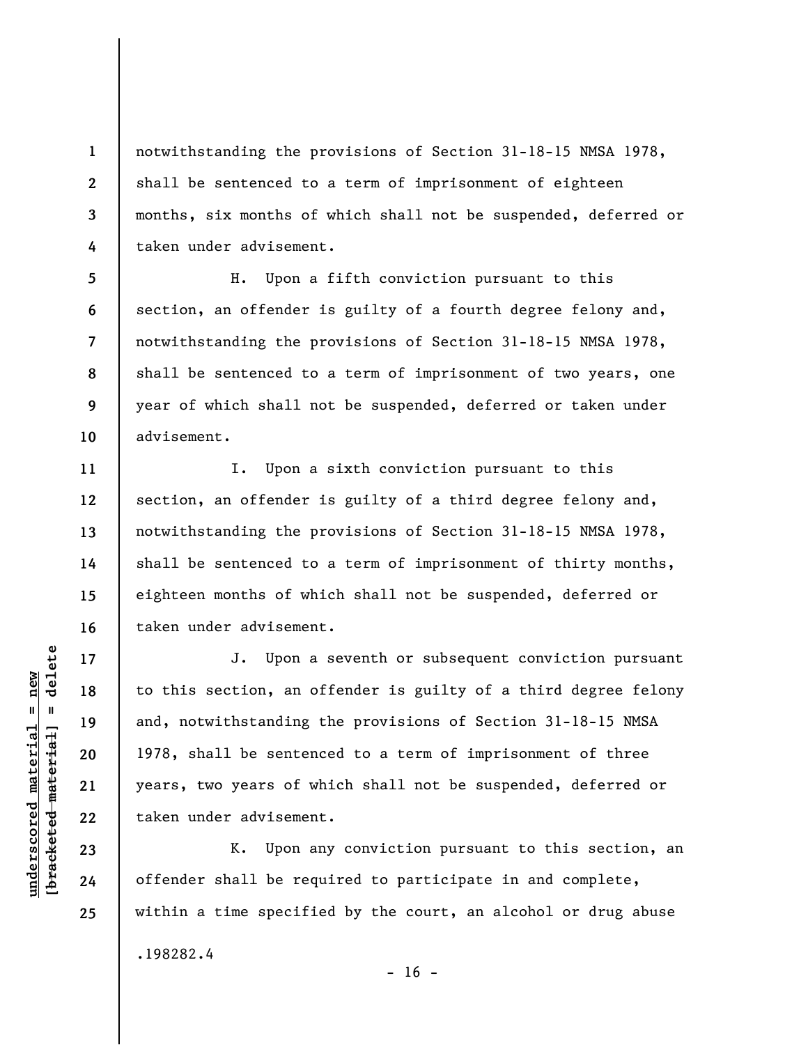notwithstanding the provisions of Section 31-18-15 NMSA 1978, shall be sentenced to a term of imprisonment of eighteen months, six months of which shall not be suspended, deferred or taken under advisement.

H. Upon a fifth conviction pursuant to this section, an offender is guilty of a fourth degree felony and, notwithstanding the provisions of Section 31-18-15 NMSA 1978, shall be sentenced to a term of imprisonment of two years, one year of which shall not be suspended, deferred or taken under advisement.

I. Upon a sixth conviction pursuant to this section, an offender is guilty of a third degree felony and, notwithstanding the provisions of Section 31-18-15 NMSA 1978, shall be sentenced to a term of imprisonment of thirty months, eighteen months of which shall not be suspended, deferred or taken under advisement.

J. Upon a seventh or subsequent conviction pursuant to this section, an offender is guilty of a third degree felony and, notwithstanding the provisions of Section 31-18-15 NMSA 1978, shall be sentenced to a term of imprisonment of three years, two years of which shall not be suspended, deferred or taken under advisement.

K. Upon any conviction pursuant to this section, an offender shall be required to participate in and complete, within a time specified by the court, an alcohol or drug abuse

.198282.4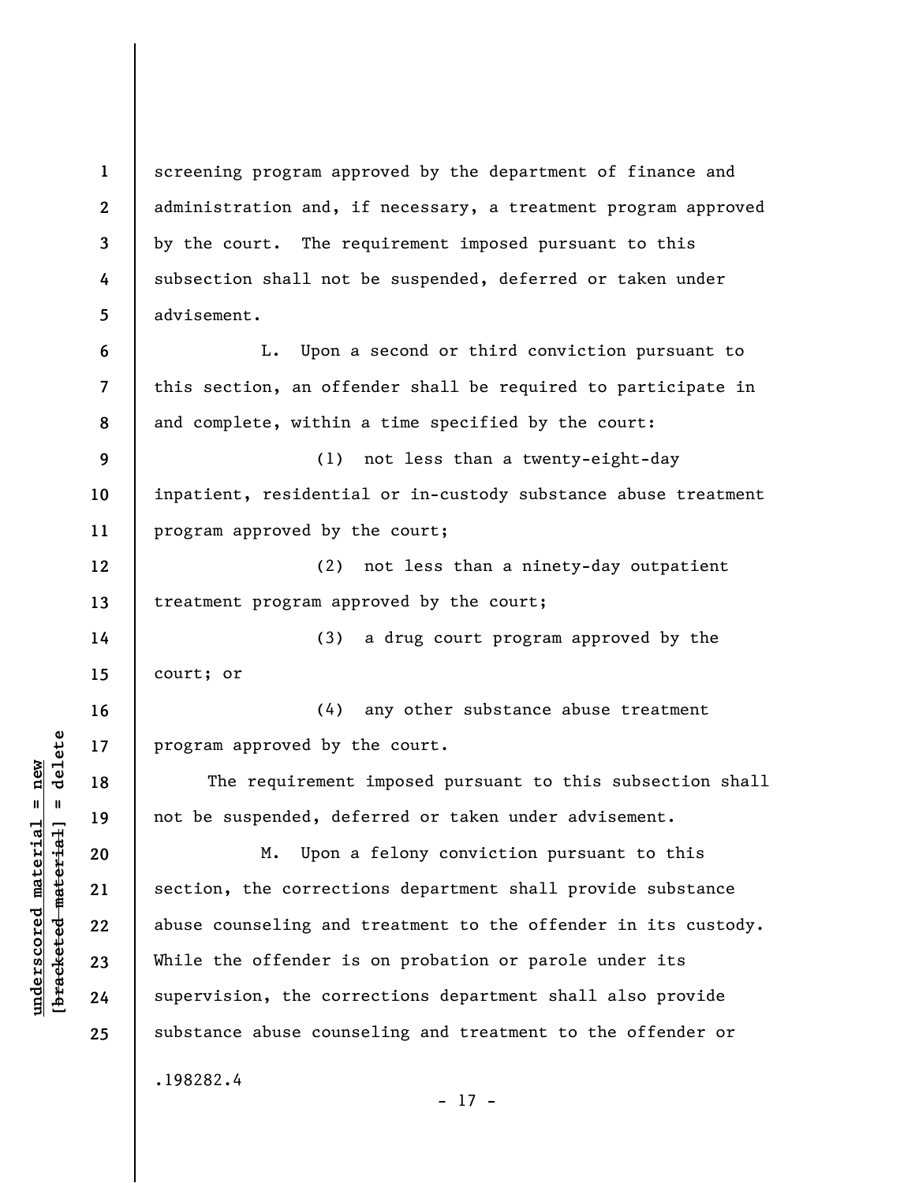screening program approved by the department of finance and administration and, if necessary, a treatment program approved by the court. The requirement imposed pursuant to this subsection shall not be suspended, deferred or taken under advisement.

L. Upon a second or third conviction pursuant to this section, an offender shall be required to participate in and complete, within a time specified by the court:

(1) not less than a twenty-eight-day inpatient, residential or in-custody substance abuse treatment program approved by the court;

(2) not less than a ninety-day outpatient treatment program approved by the court;

(3) a drug court program approved by the court; or

(4) any other substance abuse treatment program approved by the court.

The requirement imposed pursuant to this subsection shall not be suspended, deferred or taken under advisement.

M. Upon a felony conviction pursuant to this section, the corrections department shall provide substance abuse counseling and treatment to the offender in its custody. While the offender is on probation or parole under its supervision, the corrections department shall also provide substance abuse counseling and treatment to the offender or

.198282.4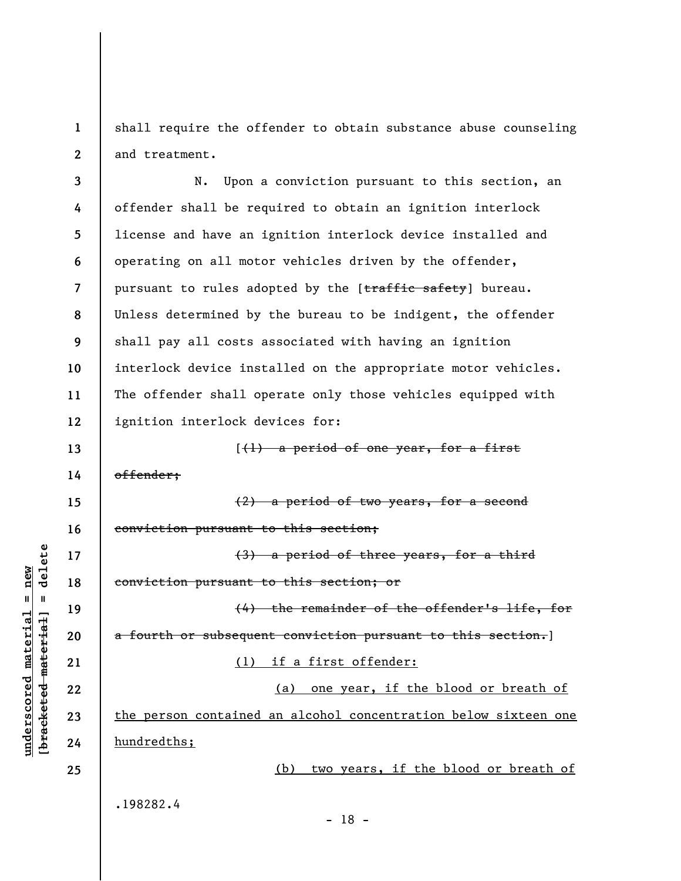shall require the offender to obtain substance abuse counseling and treatment.

N. Upon a conviction pursuant to this section, an offender shall be required to obtain an ignition interlock license and have an ignition interlock device installed and operating on all motor vehicles driven by the offender, pursuant to rules adopted by the [~~traffic safety~~] bureau. Unless determined by the bureau to be indigent, the offender shall pay all costs associated with having an ignition interlock device installed on the appropriate motor vehicles. The offender shall operate only those vehicles equipped with ignition interlock devices for:

[~~(1) a period of one year, for a first offender;~~

~~(2) a period of two years, for a second conviction pursuant to this section;~~

~~(3) a period of three years, for a third conviction pursuant to this section; or~~

~~(4) the remainder of the offender's life, for a fourth or subsequent conviction pursuant to this section.~~]

<u>(1) if a first offender:</u>

<u>(a) one year, if the blood or breath of the person contained an alcohol concentration below sixteen one hundredths;</u>

<u>(b) two years, if the blood or breath of</u>

.198282.4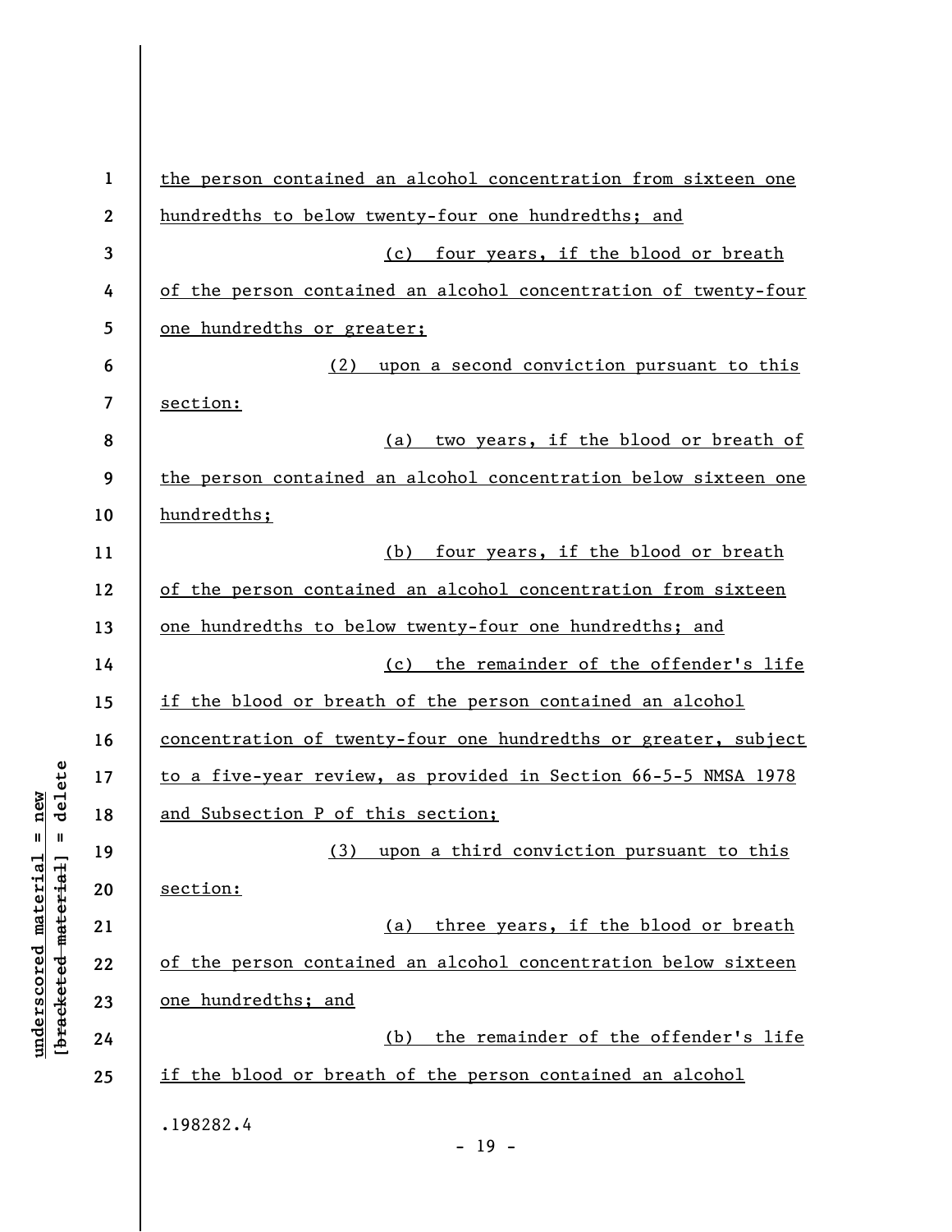the person contained an alcohol concentration from sixteen one hundredths to below twenty-four one hundredths; and

(c) four years, if the blood or breath of the person contained an alcohol concentration of twenty-four one hundredths or greater;

(2) upon a second conviction pursuant to this section:

(a) two years, if the blood or breath of the person contained an alcohol concentration below sixteen one hundredths;

(b) four years, if the blood or breath of the person contained an alcohol concentration from sixteen one hundredths to below twenty-four one hundredths; and

(c) the remainder of the offender's life if the blood or breath of the person contained an alcohol concentration of twenty-four one hundredths or greater, subject to a five-year review, as provided in Section 66-5-5 NMSA 1978 and Subsection P of this section;

(3) upon a third conviction pursuant to this section:

(a) three years, if the blood or breath of the person contained an alcohol concentration below sixteen one hundredths; and

(b) the remainder of the offender's life if the blood or breath of the person contained an alcohol

.198282.4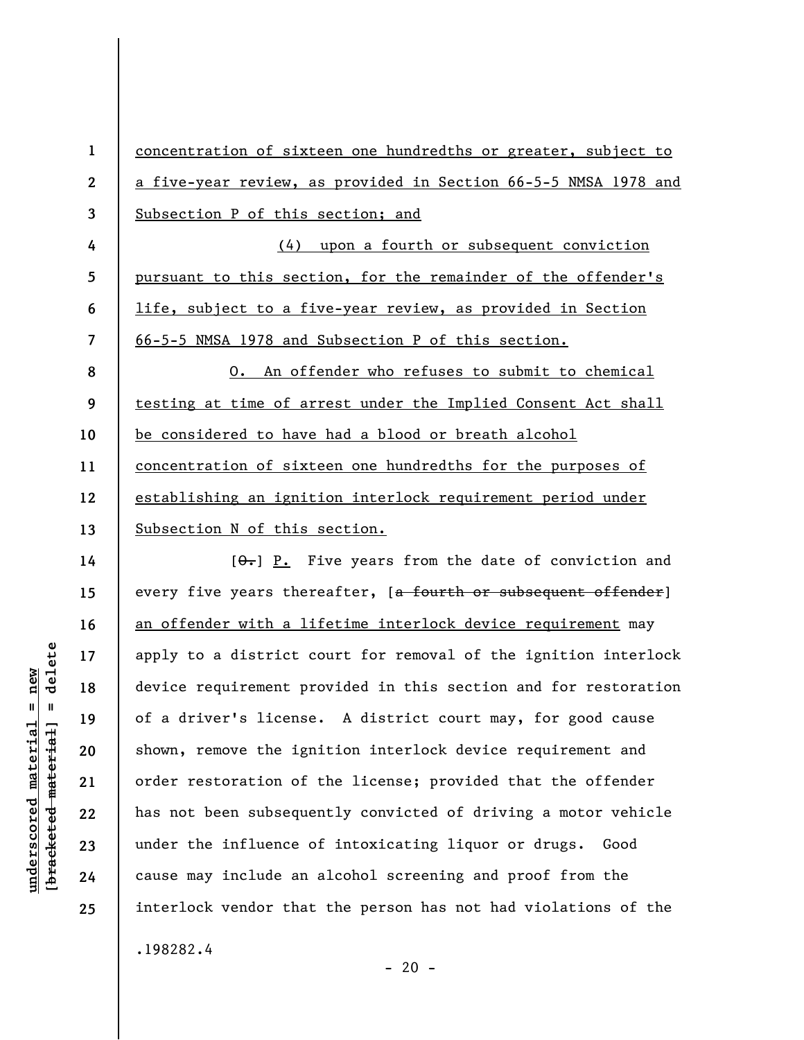concentration of sixteen one hundredths or greater, subject to a five-year review, as provided in Section 66-5-5 NMSA 1978 and Subsection P of this section; and

(4) upon a fourth or subsequent conviction pursuant to this section, for the remainder of the offender's life, subject to a five-year review, as provided in Section 66-5-5 NMSA 1978 and Subsection P of this section.

O. An offender who refuses to submit to chemical testing at time of arrest under the Implied Consent Act shall be considered to have had a blood or breath alcohol concentration of sixteen one hundredths for the purposes of establishing an ignition interlock requirement period under Subsection N of this section.

[~~O.~~] P. Five years from the date of conviction and every five years thereafter, [~~a fourth or subsequent offender~~] an offender with a lifetime interlock device requirement may apply to a district court for removal of the ignition interlock device requirement provided in this section and for restoration of a driver's license. A district court may, for good cause shown, remove the ignition interlock device requirement and order restoration of the license; provided that the offender has not been subsequently convicted of driving a motor vehicle under the influence of intoxicating liquor or drugs. Good cause may include an alcohol screening and proof from the interlock vendor that the person has not had violations of the

.198282.4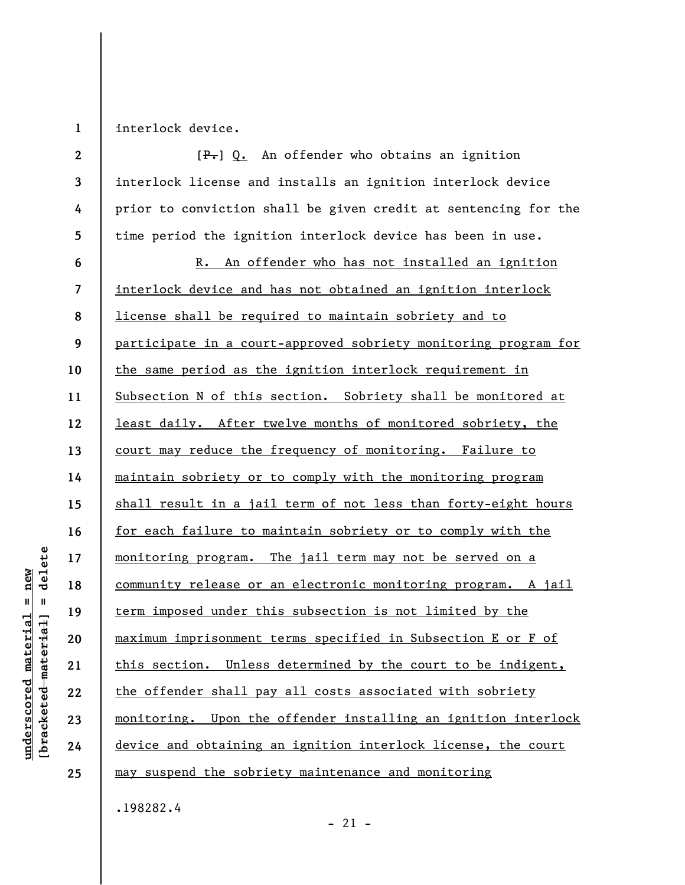interlock device.

[~~P.~~] <u>Q.</u> An offender who obtains an ignition interlock license and installs an ignition interlock device prior to conviction shall be given credit at sentencing for the time period the ignition interlock device has been in use.

<u>R. An offender who has not installed an ignition interlock device and has not obtained an ignition interlock license shall be required to maintain sobriety and to participate in a court-approved sobriety monitoring program for the same period as the ignition interlock requirement in Subsection N of this section. Sobriety shall be monitored at least daily. After twelve months of monitored sobriety, the court may reduce the frequency of monitoring. Failure to maintain sobriety or to comply with the monitoring program shall result in a jail term of not less than forty-eight hours for each failure to maintain sobriety or to comply with the monitoring program. The jail term may not be served on a community release or an electronic monitoring program. A jail term imposed under this subsection is not limited by the maximum imprisonment terms specified in Subsection E or F of this section. Unless determined by the court to be indigent, the offender shall pay all costs associated with sobriety monitoring. Upon the offender installing an ignition interlock device and obtaining an ignition interlock license, the court may suspend the sobriety maintenance and monitoring</u>

.198282.4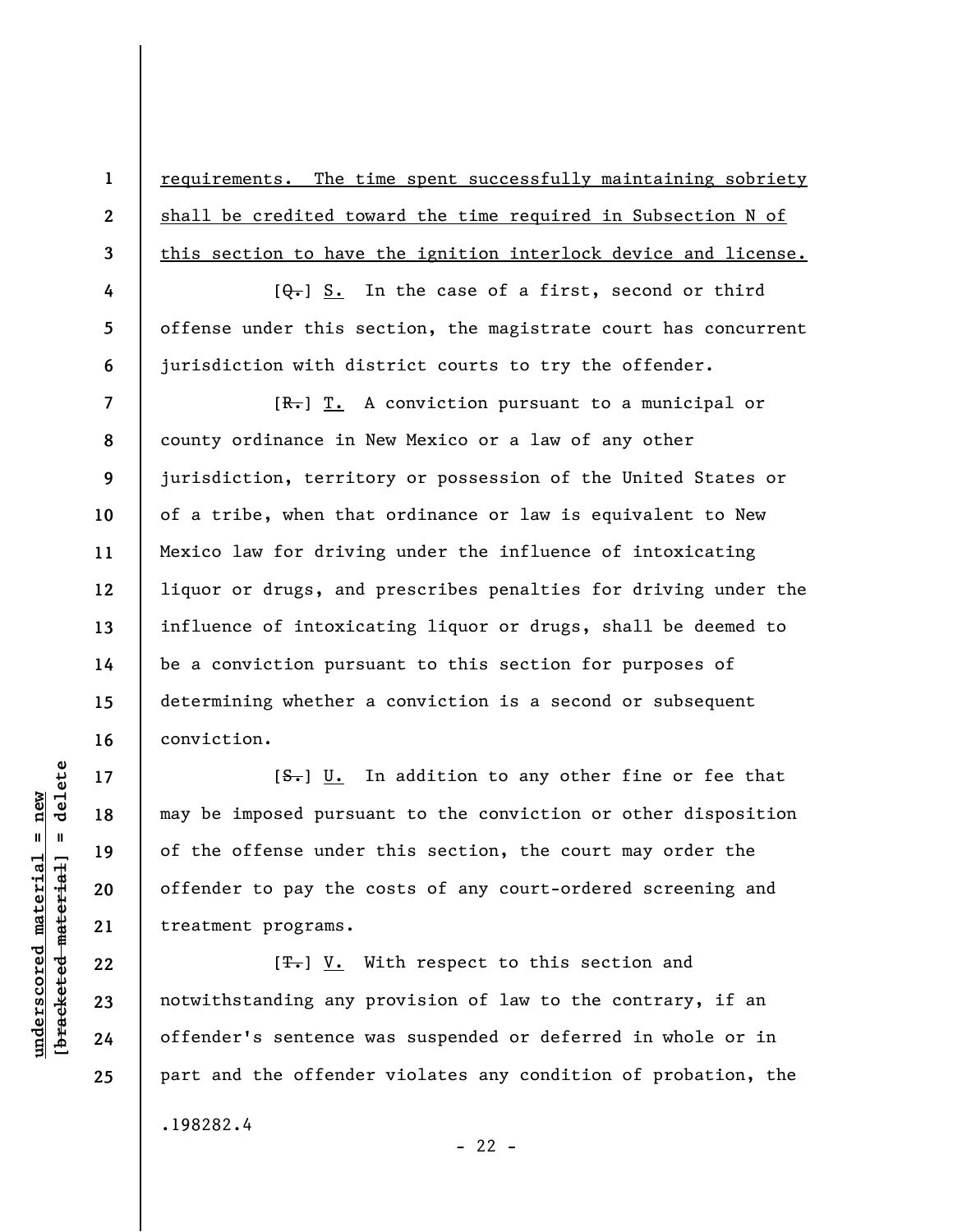requirements. The time spent successfully maintaining sobriety shall be credited toward the time required in Subsection N of this section to have the ignition interlock device and license.

[Q.] S. In the case of a first, second or third offense under this section, the magistrate court has concurrent jurisdiction with district courts to try the offender.

[R.] T. A conviction pursuant to a municipal or county ordinance in New Mexico or a law of any other jurisdiction, territory or possession of the United States or of a tribe, when that ordinance or law is equivalent to New Mexico law for driving under the influence of intoxicating liquor or drugs, and prescribes penalties for driving under the influence of intoxicating liquor or drugs, shall be deemed to be a conviction pursuant to this section for purposes of determining whether a conviction is a second or subsequent conviction.

[S.] U. In addition to any other fine or fee that may be imposed pursuant to the conviction or other disposition of the offense under this section, the court may order the offender to pay the costs of any court-ordered screening and treatment programs.

[T.] V. With respect to this section and notwithstanding any provision of law to the contrary, if an offender's sentence was suspended or deferred in whole or in part and the offender violates any condition of probation, the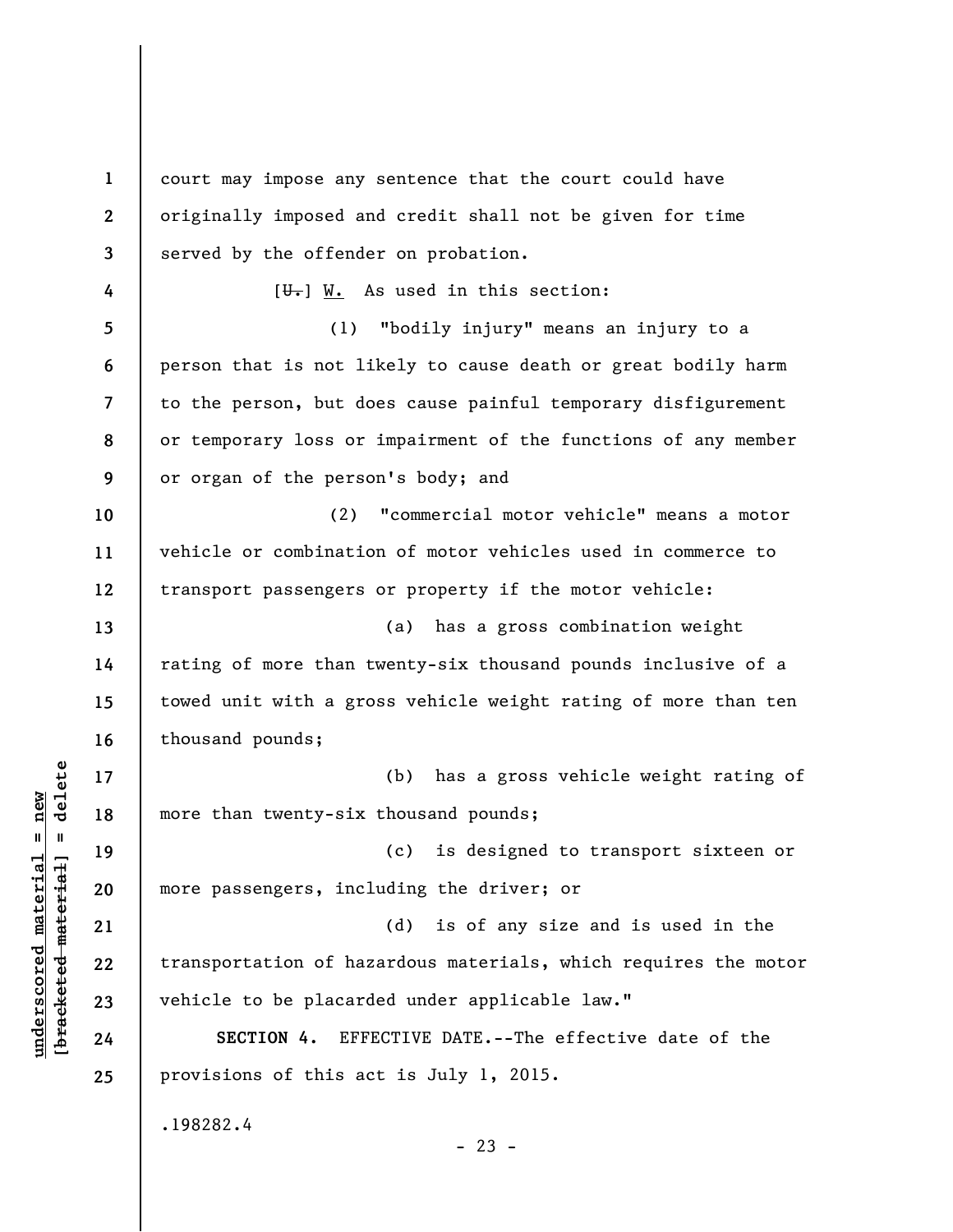court may impose any sentence that the court could have originally imposed and credit shall not be given for time served by the offender on probation.

[~~U.~~] W. As used in this section:

(1) "bodily injury" means an injury to a person that is not likely to cause death or great bodily harm to the person, but does cause painful temporary disfigurement or temporary loss or impairment of the functions of any member or organ of the person's body; and

(2) "commercial motor vehicle" means a motor vehicle or combination of motor vehicles used in commerce to transport passengers or property if the motor vehicle:

(a) has a gross combination weight rating of more than twenty-six thousand pounds inclusive of a towed unit with a gross vehicle weight rating of more than ten thousand pounds;

(b) has a gross vehicle weight rating of more than twenty-six thousand pounds;

(c) is designed to transport sixteen or more passengers, including the driver; or

(d) is of any size and is used in the transportation of hazardous materials, which requires the motor vehicle to be placarded under applicable law."

**SECTION 4.** EFFECTIVE DATE.--The effective date of the provisions of this act is July 1, 2015.

.198282.4